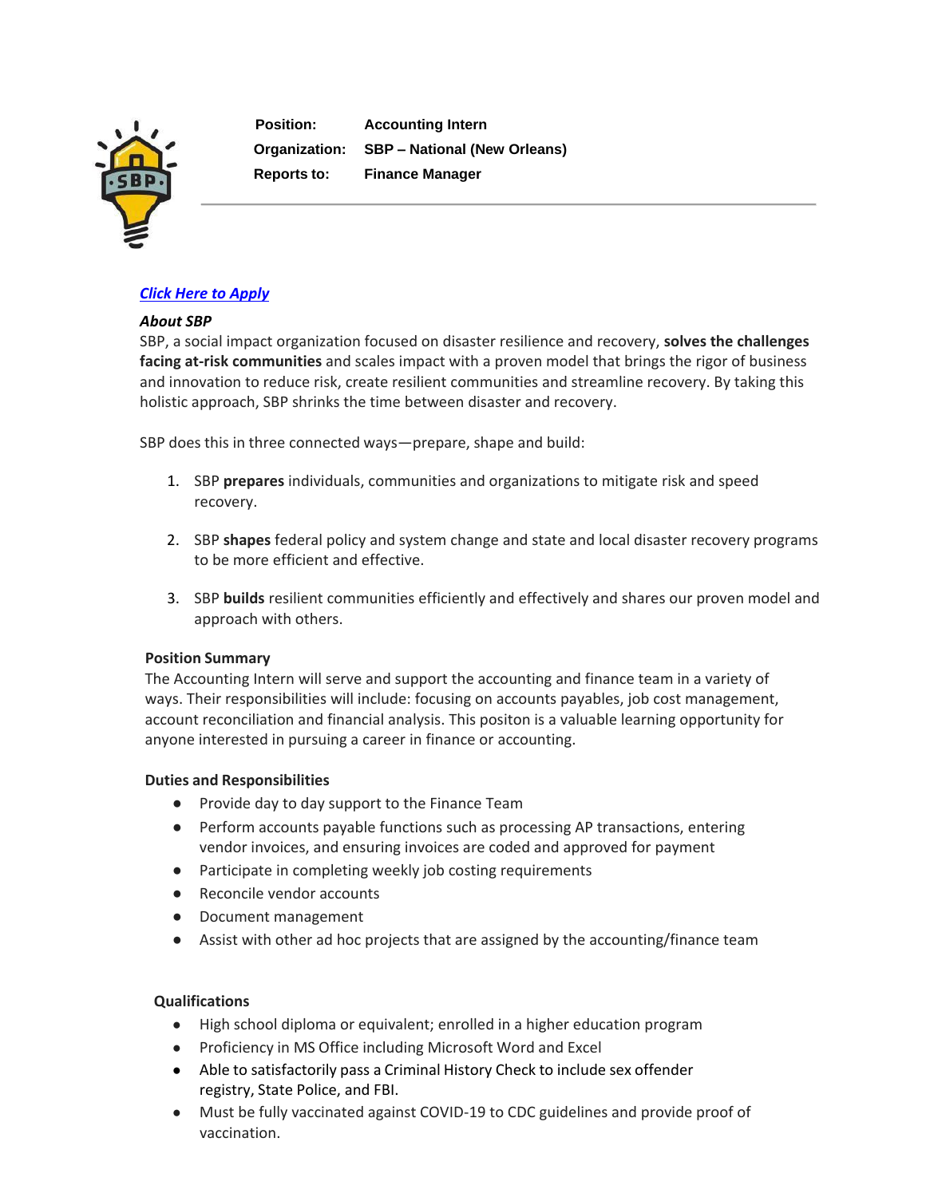| | |
|---|---|
| **Position:** | **Accounting Intern** |
| **Organization:** | **SBP – National (New Orleans)** |
| **Reports to:** | **Finance Manager** |

***Click Here to Apply***

***About SBP***

SBP, a social impact organization focused on disaster resilience and recovery, **solves the challenges facing at-risk communities** and scales impact with a proven model that brings the rigor of business and innovation to reduce risk, create resilient communities and streamline recovery. By taking this holistic approach, SBP shrinks the time between disaster and recovery.

SBP does this in three connected ways—prepare, shape and build:

1. SBP **prepares** individuals, communities and organizations to mitigate risk and speed recovery.

2. SBP **shapes** federal policy and system change and state and local disaster recovery programs to be more efficient and effective.

3. SBP **builds** resilient communities efficiently and effectively and shares our proven model and approach with others.

**Position Summary**

The Accounting Intern will serve and support the accounting and finance team in a variety of ways. Their responsibilities will include: focusing on accounts payables, job cost management, account reconciliation and financial analysis. This positon is a valuable learning opportunity for anyone interested in pursuing a career in finance or accounting.

**Duties and Responsibilities**

- Provide day to day support to the Finance Team
- Perform accounts payable functions such as processing AP transactions, entering vendor invoices, and ensuring invoices are coded and approved for payment
- Participate in completing weekly job costing requirements
- Reconcile vendor accounts
- Document management
- Assist with other ad hoc projects that are assigned by the accounting/finance team

**Qualifications**

- High school diploma or equivalent; enrolled in a higher education program
- Proficiency in MS Office including Microsoft Word and Excel
- Able to satisfactorily pass a Criminal History Check to include sex offender registry, State Police, and FBI.
- Must be fully vaccinated against COVID-19 to CDC guidelines and provide proof of vaccination.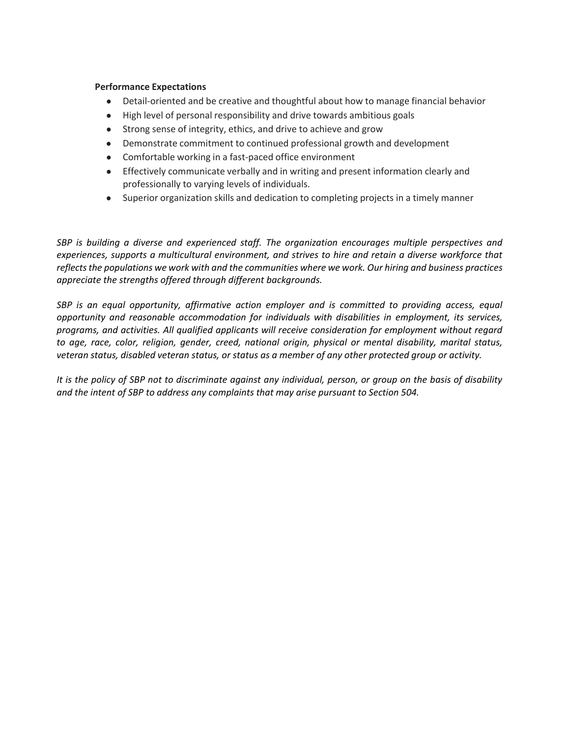**Performance Expectations**

- Detail-oriented and be creative and thoughtful about how to manage financial behavior
- High level of personal responsibility and drive towards ambitious goals
- Strong sense of integrity, ethics, and drive to achieve and grow
- Demonstrate commitment to continued professional growth and development
- Comfortable working in a fast-paced office environment
- Effectively communicate verbally and in writing and present information clearly and professionally to varying levels of individuals.
- Superior organization skills and dedication to completing projects in a timely manner

*SBP is building a diverse and experienced staff. The organization encourages multiple perspectives and experiences, supports a multicultural environment, and strives to hire and retain a diverse workforce that reflects the populations we work with and the communities where we work. Our hiring and business practices appreciate the strengths offered through different backgrounds.*

*SBP is an equal opportunity, affirmative action employer and is committed to providing access, equal opportunity and reasonable accommodation for individuals with disabilities in employment, its services, programs, and activities. All qualified applicants will receive consideration for employment without regard to age, race, color, religion, gender, creed, national origin, physical or mental disability, marital status, veteran status, disabled veteran status, or status as a member of any other protected group or activity.*

*It is the policy of SBP not to discriminate against any individual, person, or group on the basis of disability and the intent of SBP to address any complaints that may arise pursuant to Section 504.*